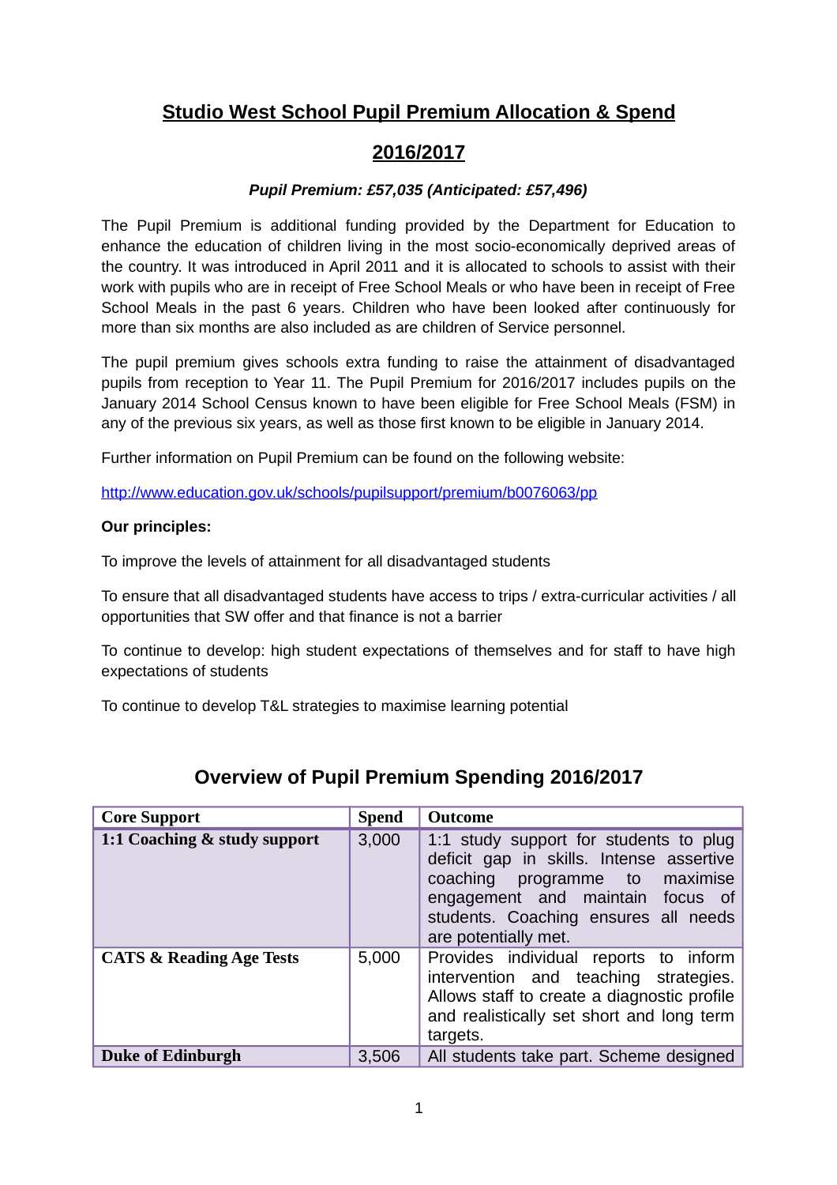# Studio West School Pupil Premium Allocation & Spend

# 2016/2017

***Pupil Premium: £57,035 (Anticipated: £57,496)***

The Pupil Premium is additional funding provided by the Department for Education to enhance the education of children living in the most socio-economically deprived areas of the country. It was introduced in April 2011 and it is allocated to schools to assist with their work with pupils who are in receipt of Free School Meals or who have been in receipt of Free School Meals in the past 6 years. Children who have been looked after continuously for more than six months are also included as are children of Service personnel.

The pupil premium gives schools extra funding to raise the attainment of disadvantaged pupils from reception to Year 11. The Pupil Premium for 2016/2017 includes pupils on the January 2014 School Census known to have been eligible for Free School Meals (FSM) in any of the previous six years, as well as those first known to be eligible in January 2014.

Further information on Pupil Premium can be found on the following website:

http://www.education.gov.uk/schools/pupilsupport/premium/b0076063/pp

**Our principles:**

To improve the levels of attainment for all disadvantaged students

To ensure that all disadvantaged students have access to trips / extra-curricular activities / all opportunities that SW offer and that finance is not a barrier

To continue to develop: high student expectations of themselves and for staff to have high expectations of students

To continue to develop T&L strategies to maximise learning potential

## Overview of Pupil Premium Spending 2016/2017

| Core Support | Spend | Outcome |
|---|---|---|
| **1:1 Coaching & study support** | 3,000 | 1:1 study support for students to plug deficit gap in skills. Intense assertive coaching programme to maximise engagement and maintain focus of students. Coaching ensures all needs are potentially met. |
| **CATS & Reading Age Tests** | 5,000 | Provides individual reports to inform intervention and teaching strategies. Allows staff to create a diagnostic profile and realistically set short and long term targets. |
| **Duke of Edinburgh** | 3,506 | All students take part. Scheme designed |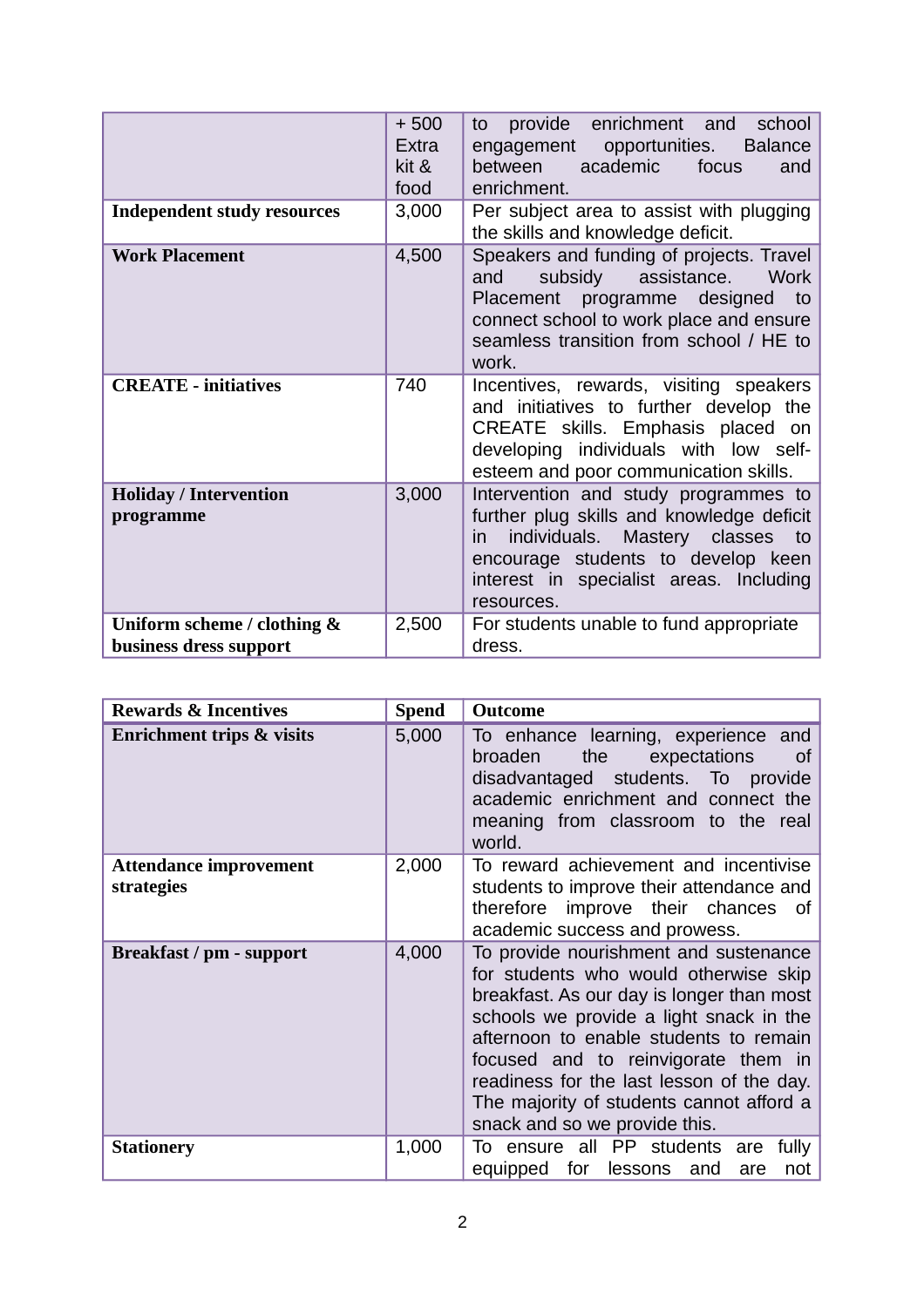| | | |
|---|---|---|
| | + 500 Extra kit & food | to provide enrichment and school engagement opportunities. Balance between academic focus and enrichment. |
| **Independent study resources** | 3,000 | Per subject area to assist with plugging the skills and knowledge deficit. |
| **Work Placement** | 4,500 | Speakers and funding of projects. Travel and subsidy assistance. Work Placement programme designed to connect school to work place and ensure seamless transition from school / HE to work. |
| **CREATE - initiatives** | 740 | Incentives, rewards, visiting speakers and initiatives to further develop the CREATE skills. Emphasis placed on developing individuals with low self-esteem and poor communication skills. |
| **Holiday / Intervention programme** | 3,000 | Intervention and study programmes to further plug skills and knowledge deficit in individuals. Mastery classes to encourage students to develop keen interest in specialist areas. Including resources. |
| **Uniform scheme / clothing & business dress support** | 2,500 | For students unable to fund appropriate dress. |

| Rewards & Incentives | Spend | Outcome |
|---|---|---|
| **Enrichment trips & visits** | 5,000 | To enhance learning, experience and broaden the expectations of disadvantaged students. To provide academic enrichment and connect the meaning from classroom to the real world. |
| **Attendance improvement strategies** | 2,000 | To reward achievement and incentivise students to improve their attendance and therefore improve their chances of academic success and prowess. |
| **Breakfast / pm - support** | 4,000 | To provide nourishment and sustenance for students who would otherwise skip breakfast. As our day is longer than most schools we provide a light snack in the afternoon to enable students to remain focused and to reinvigorate them in readiness for the last lesson of the day. The majority of students cannot afford a snack and so we provide this. |
| **Stationery** | 1,000 | To ensure all PP students are fully equipped for lessons and are not |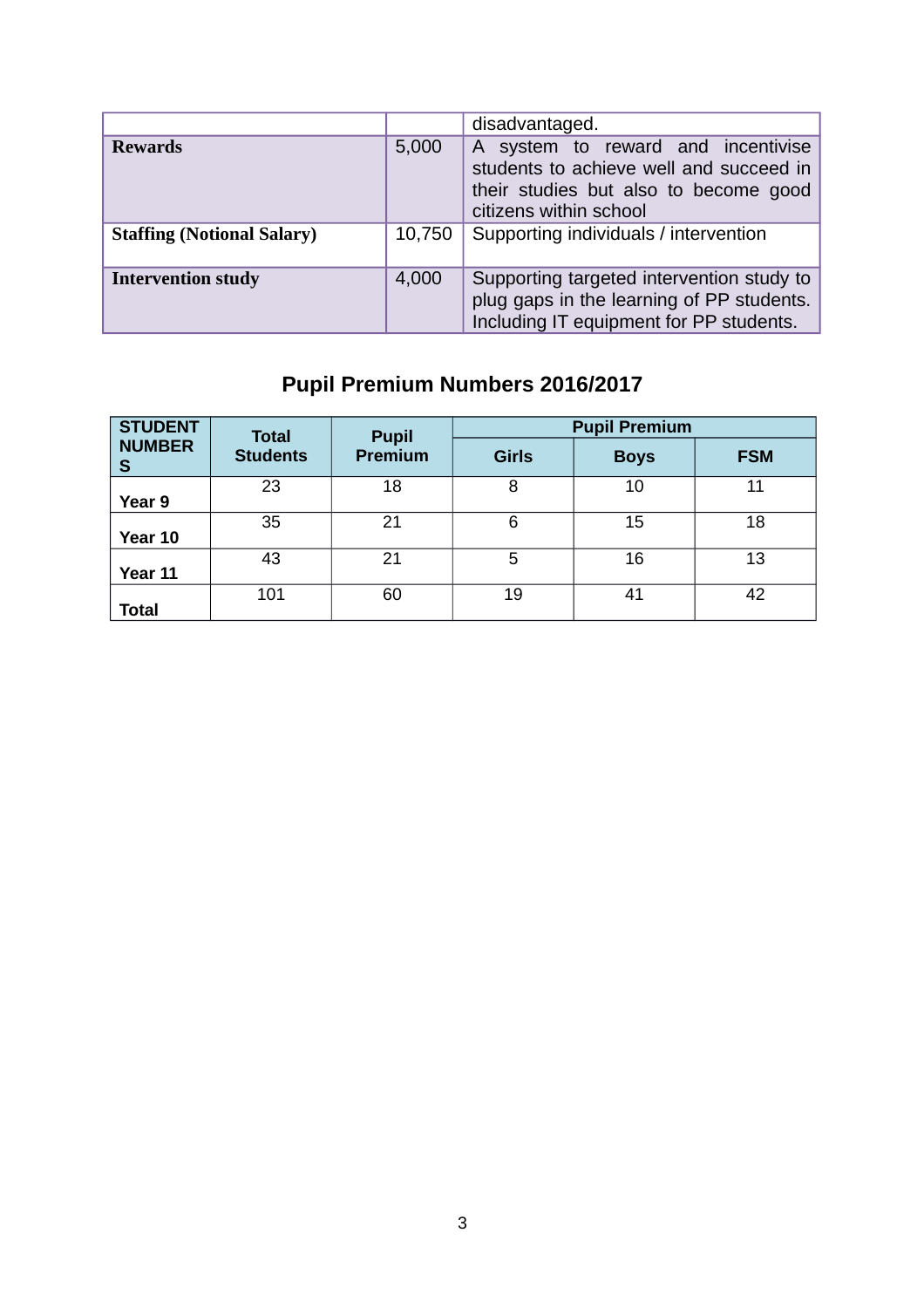| | | |
|---|---|---|
| | | disadvantaged. |
| **Rewards** | 5,000 | A system to reward and incentivise students to achieve well and succeed in their studies but also to become good citizens within school |
| **Staffing (Notional Salary)** | 10,750 | Supporting individuals / intervention |
| **Intervention study** | 4,000 | Supporting targeted intervention study to plug gaps in the learning of PP students. Including IT equipment for PP students. |

## Pupil Premium Numbers 2016/2017

| STUDENT NUMBERS | Total Students | Pupil Premium | Pupil Premium | | |
|---|---|---|---|---|---|
| | | | **Girls** | **Boys** | **FSM** |
| **Year 9** | 23 | 18 | 8 | 10 | 11 |
| **Year 10** | 35 | 21 | 6 | 15 | 18 |
| **Year 11** | 43 | 21 | 5 | 16 | 13 |
| **Total** | 101 | 60 | 19 | 41 | 42 |